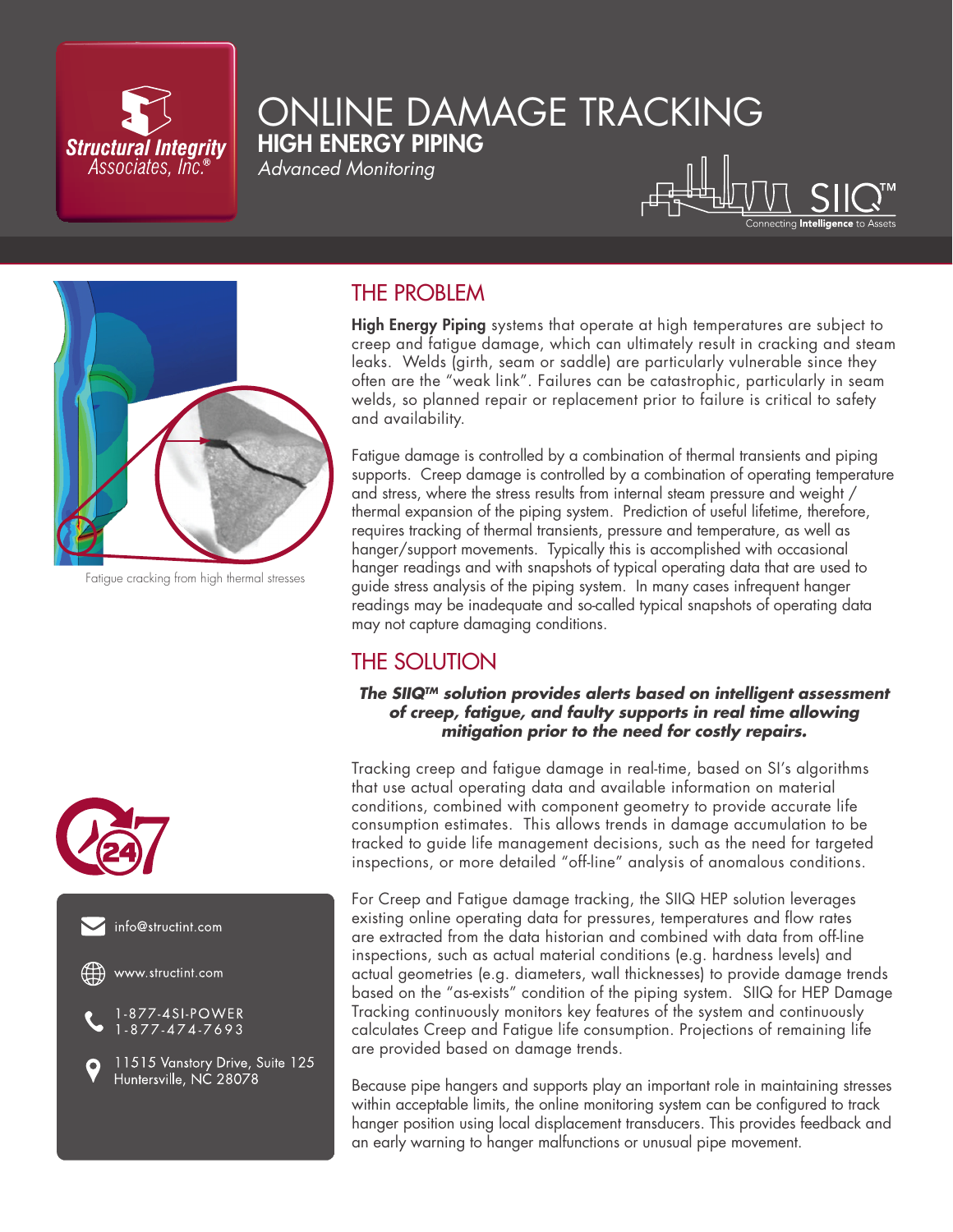# ONLINE DAMAGE TRACKING

## HIGH ENERGY PIPING

*Advanced Monitoring*

SIIQ™ Connecting **Intelligence** to Assets

Fatigue cracking from high thermal stresses

## THE PROBLEM

**High Energy Piping** systems that operate at high temperatures are subject to creep and fatigue damage, which can ultimately result in cracking and steam leaks. Welds (girth, seam or saddle) are particularly vulnerable since they often are the "weak link". Failures can be catastrophic, particularly in seam welds, so planned repair or replacement prior to failure is critical to safety and availability.

Fatigue damage is controlled by a combination of thermal transients and piping supports. Creep damage is controlled by a combination of operating temperature and stress, where the stress results from internal steam pressure and weight / thermal expansion of the piping system. Prediction of useful lifetime, therefore, requires tracking of thermal transients, pressure and temperature, as well as hanger/support movements. Typically this is accomplished with occasional hanger readings and with snapshots of typical operating data that are used to guide stress analysis of the piping system. In many cases infrequent hanger readings may be inadequate and so-called typical snapshots of operating data may not capture damaging conditions.

## THE SOLUTION

***The SIIQ™ solution provides alerts based on intelligent assessment of creep, fatigue, and faulty supports in real time allowing mitigation prior to the need for costly repairs.***

Tracking creep and fatigue damage in real-time, based on SI's algorithms that use actual operating data and available information on material conditions, combined with component geometry to provide accurate life consumption estimates. This allows trends in damage accumulation to be tracked to guide life management decisions, such as the need for targeted inspections, or more detailed "off-line" analysis of anomalous conditions.

For Creep and Fatigue damage tracking, the SIIQ HEP solution leverages existing online operating data for pressures, temperatures and flow rates are extracted from the data historian and combined with data from off-line inspections, such as actual material conditions (e.g. hardness levels) and actual geometries (e.g. diameters, wall thicknesses) to provide damage trends based on the "as-exists" condition of the piping system. SIIQ for HEP Damage Tracking continuously monitors key features of the system and continuously calculates Creep and Fatigue life consumption. Projections of remaining life are provided based on damage trends.

Because pipe hangers and supports play an important role in maintaining stresses within acceptable limits, the online monitoring system can be configured to track hanger position using local displacement transducers. This provides feedback and an early warning to hanger malfunctions or unusual pipe movement.

24/7

info@structint.com

www.structint.com

1-877-4SI-POWER
1-877-474-7693

11515 Vanstory Drive, Suite 125
Huntersville, NC 28078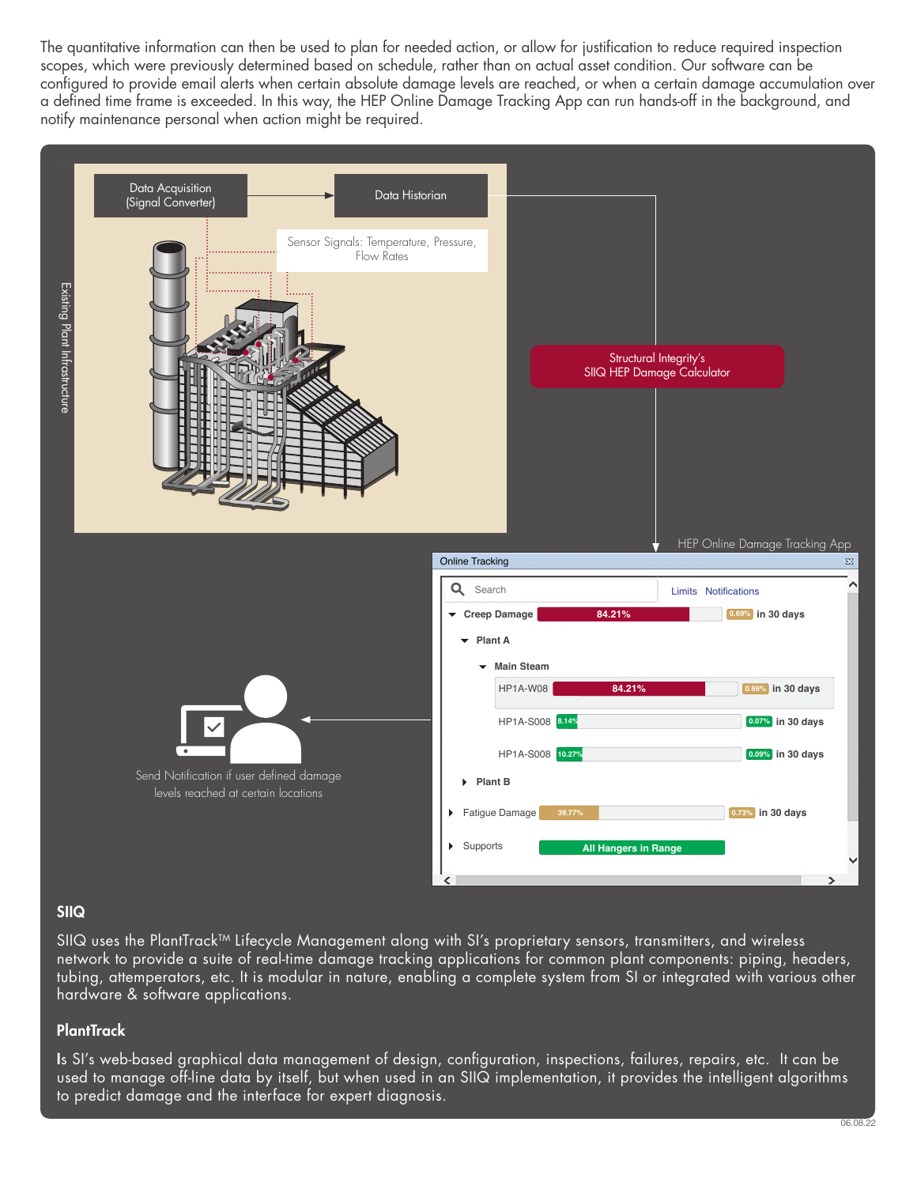The quantitative information can then be used to plan for needed action, or allow for justification to reduce required inspection scopes, which were previously determined based on schedule, rather than on actual asset condition. Our software can be configured to provide email alerts when certain absolute damage levels are reached, or when a certain damage accumulation over a defined time frame is exceeded. In this way, the HEP Online Damage Tracking App can run hands-off in the background, and notify maintenance personal when action might be required.

Existing Plant Infrastructure

Data Acquisition (Signal Converter)

Data Historian

Sensor Signals: Temperature, Pressure, Flow Rates

Structural Integrity's SIIQ HEP Damage Calculator

HEP Online Damage Tracking App

Online Tracking

Search

Limits Notifications

Creep Damage 84.21% 0.69% in 30 days

Plant A

Main Steam

HP1A-W08 84.21% 0.69% in 30 days

HP1A-S008 8.14% 0.07% in 30 days

HP1A-S008 10.27% 0.09% in 30 days

Plant B

Fatigue Damage 39.77% 0.73% in 30 days

Supports All Hangers in Range

Send Notification if user defined damage levels reached at certain locations

## SIIQ

SIIQ uses the PlantTrack™ Lifecycle Management along with SI's proprietary sensors, transmitters, and wireless network to provide a suite of real-time damage tracking applications for common plant components: piping, headers, tubing, attemperators, etc. It is modular in nature, enabling a complete system from SI or integrated with various other hardware & software applications.

## PlantTrack

Is SI's web-based graphical data management of design, configuration, inspections, failures, repairs, etc. It can be used to manage off-line data by itself, but when used in an SIIQ implementation, it provides the intelligent algorithms to predict damage and the interface for expert diagnosis.

06.08.22